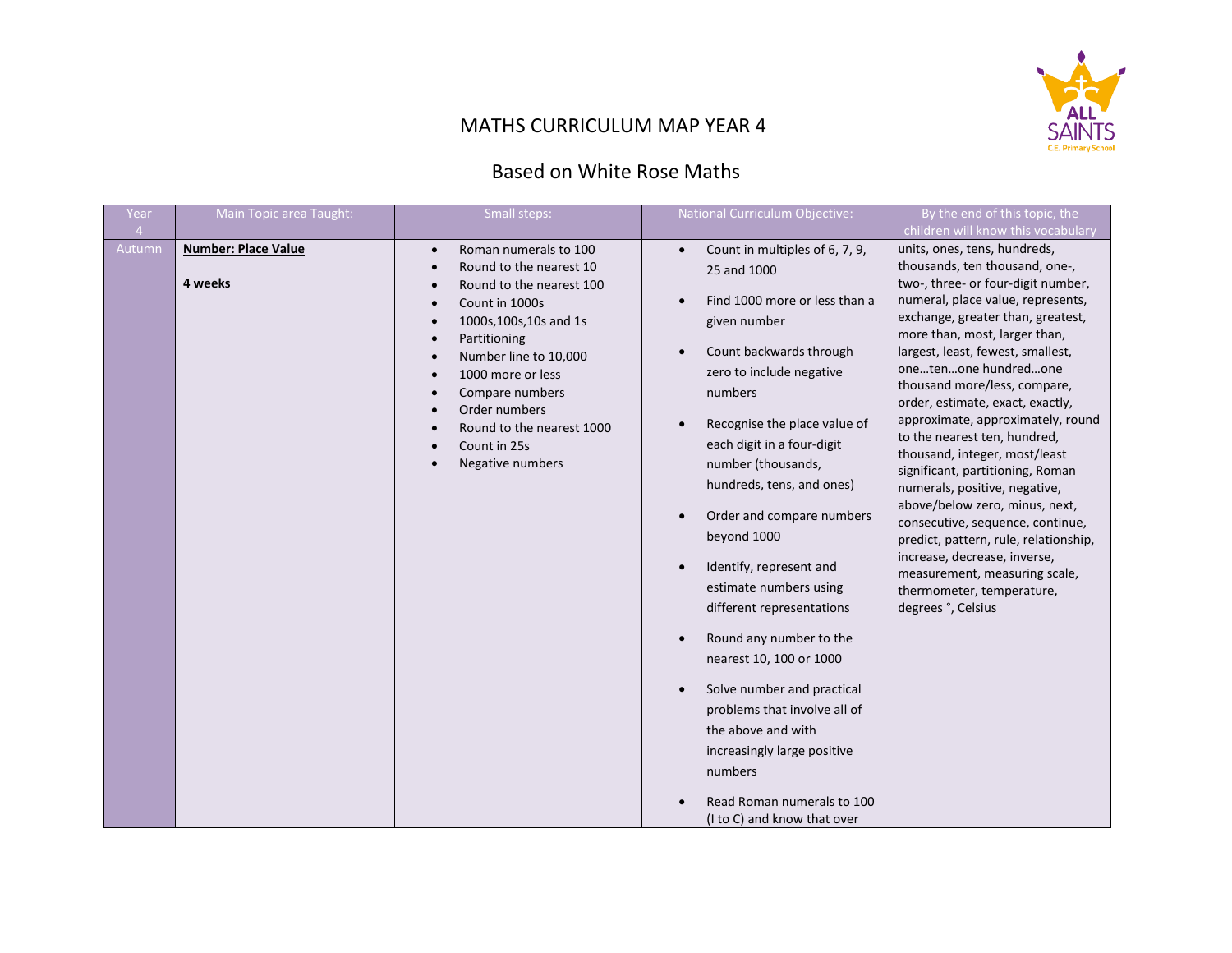# MATHS CURRICULUM MAP YEAR 4

## Based on White Rose Maths

| Year 4 | Main Topic area Taught: | Small steps: | National Curriculum Objective: | By the end of this topic, the children will know this vocabulary |
|---|---|---|---|---|
| Autumn | **Number: Place Value**<br><br>**4 weeks** | • Roman numerals to 100<br>• Round to the nearest 10<br>• Round to the nearest 100<br>• Count in 1000s<br>• 1000s,100s,10s and 1s<br>• Partitioning<br>• Number line to 10,000<br>• 1000 more or less<br>• Compare numbers<br>• Order numbers<br>• Round to the nearest 1000<br>• Count in 25s<br>• Negative numbers | • Count in multiples of 6, 7, 9, 25 and 1000<br>• Find 1000 more or less than a given number<br>• Count backwards through zero to include negative numbers<br>• Recognise the place value of each digit in a four-digit number (thousands, hundreds, tens, and ones)<br>• Order and compare numbers beyond 1000<br>• Identify, represent and estimate numbers using different representations<br>• Round any number to the nearest 10, 100 or 1000<br>• Solve number and practical problems that involve all of the above and with increasingly large positive numbers<br>• Read Roman numerals to 100 (I to C) and know that over | units, ones, tens, hundreds, thousands, ten thousand, one-, two-, three- or four-digit number, numeral, place value, represents, exchange, greater than, greatest, more than, most, larger than, largest, least, fewest, smallest, one…ten…one hundred…one thousand more/less, compare, order, estimate, exact, exactly, approximate, approximately, round to the nearest ten, hundred, thousand, integer, most/least significant, partitioning, Roman numerals, positive, negative, above/below zero, minus, next, consecutive, sequence, continue, predict, pattern, rule, relationship, increase, decrease, inverse, measurement, measuring scale, thermometer, temperature, degrees °, Celsius |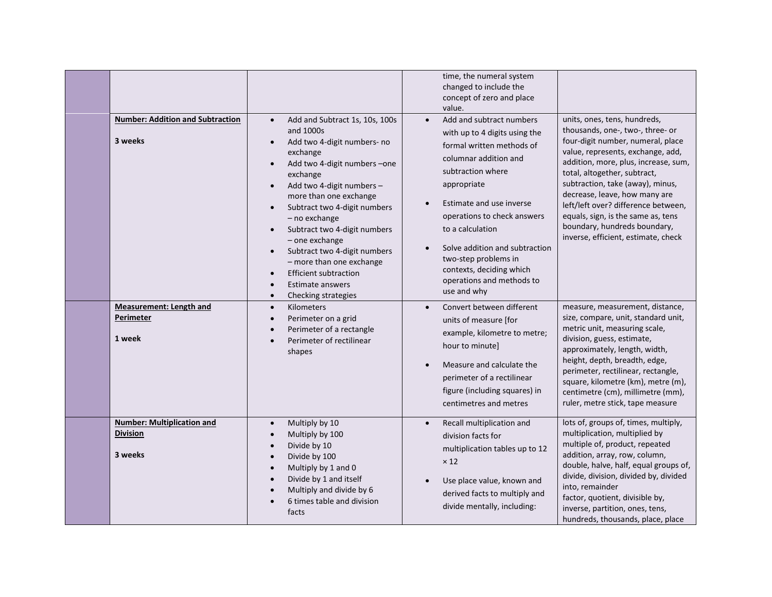| | | | | |
|---|---|---|---|---|
| | | | time, the numeral system changed to include the concept of zero and place value. | |
| | **Number: Addition and Subtraction**<br><br>**3 weeks** | • Add and Subtract 1s, 10s, 100s and 1000s<br>• Add two 4-digit numbers- no exchange<br>• Add two 4-digit numbers –one exchange<br>• Add two 4-digit numbers – more than one exchange<br>• Subtract two 4-digit numbers – no exchange<br>• Subtract two 4-digit numbers – one exchange<br>• Subtract two 4-digit numbers – more than one exchange<br>• Efficient subtraction<br>• Estimate answers<br>• Checking strategies | • Add and subtract numbers with up to 4 digits using the formal written methods of columnar addition and subtraction where appropriate<br>• Estimate and use inverse operations to check answers to a calculation<br>• Solve addition and subtraction two-step problems in contexts, deciding which operations and methods to use and why | units, ones, tens, hundreds, thousands, one-, two-, three- or four-digit number, numeral, place value, represents, exchange, add, addition, more, plus, increase, sum, total, altogether, subtract, subtraction, take (away), minus, decrease, leave, how many are left/left over? difference between, equals, sign, is the same as, tens boundary, hundreds boundary, inverse, efficient, estimate, check |
| | **Measurement: Length and Perimeter**<br><br>**1 week** | • Kilometers<br>• Perimeter on a grid<br>• Perimeter of a rectangle<br>• Perimeter of rectilinear shapes | • Convert between different units of measure [for example, kilometre to metre; hour to minute]<br>• Measure and calculate the perimeter of a rectilinear figure (including squares) in centimetres and metres | measure, measurement, distance, size, compare, unit, standard unit, metric unit, measuring scale, division, guess, estimate, approximately, length, width, height, depth, breadth, edge, perimeter, rectilinear, rectangle, square, kilometre (km), metre (m), centimetre (cm), millimetre (mm), ruler, metre stick, tape measure |
| | **Number: Multiplication and Division**<br><br>**3 weeks** | • Multiply by 10<br>• Multiply by 100<br>• Divide by 10<br>• Divide by 100<br>• Multiply by 1 and 0<br>• Divide by 1 and itself<br>• Multiply and divide by 6<br>• 6 times table and division facts | • Recall multiplication and division facts for multiplication tables up to 12 × 12<br>• Use place value, known and derived facts to multiply and divide mentally, including: | lots of, groups of, times, multiply, multiplication, multiplied by multiple of, product, repeated addition, array, row, column, double, halve, half, equal groups of, divide, division, divided by, divided into, remainder factor, quotient, divisible by, inverse, partition, ones, tens, hundreds, thousands, place, place |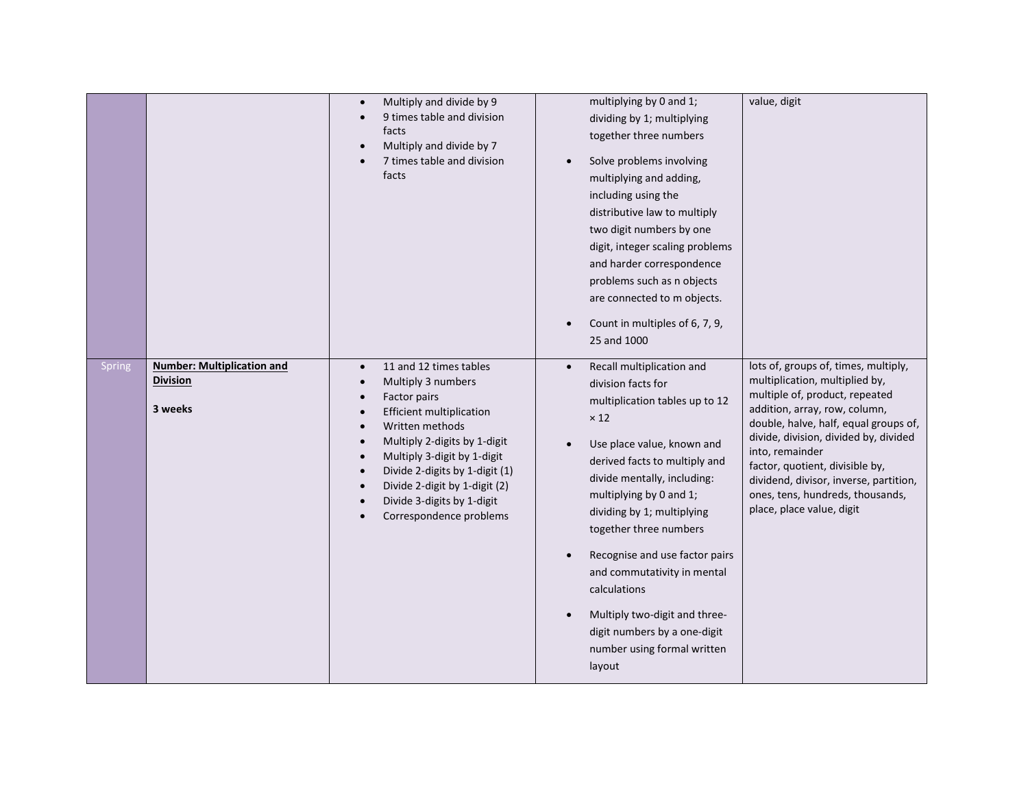| | | | | |
|---|---|---|---|---|
| | | • Multiply and divide by 9<br>• 9 times table and division facts<br>• Multiply and divide by 7<br>• 7 times table and division facts | multiplying by 0 and 1; dividing by 1; multiplying together three numbers<br><br>• Solve problems involving multiplying and adding, including using the distributive law to multiply two digit numbers by one digit, integer scaling problems and harder correspondence problems such as n objects are connected to m objects.<br><br>• Count in multiples of 6, 7, 9, 25 and 1000 | value, digit |
| Spring | **Number: Multiplication and Division**<br><br>**3 weeks** | • 11 and 12 times tables<br>• Multiply 3 numbers<br>• Factor pairs<br>• Efficient multiplication<br>• Written methods<br>• Multiply 2-digits by 1-digit<br>• Multiply 3-digit by 1-digit<br>• Divide 2-digits by 1-digit (1)<br>• Divide 2-digit by 1-digit (2)<br>• Divide 3-digits by 1-digit<br>• Correspondence problems | • Recall multiplication and division facts for multiplication tables up to 12 × 12<br><br>• Use place value, known and derived facts to multiply and divide mentally, including: multiplying by 0 and 1; dividing by 1; multiplying together three numbers<br><br>• Recognise and use factor pairs and commutativity in mental calculations<br><br>• Multiply two-digit and three-digit numbers by a one-digit number using formal written layout | lots of, groups of, times, multiply, multiplication, multiplied by, multiple of, product, repeated addition, array, row, column, double, halve, half, equal groups of, divide, division, divided by, divided into, remainder<br>factor, quotient, divisible by, dividend, divisor, inverse, partition, ones, tens, hundreds, thousands, place, place value, digit |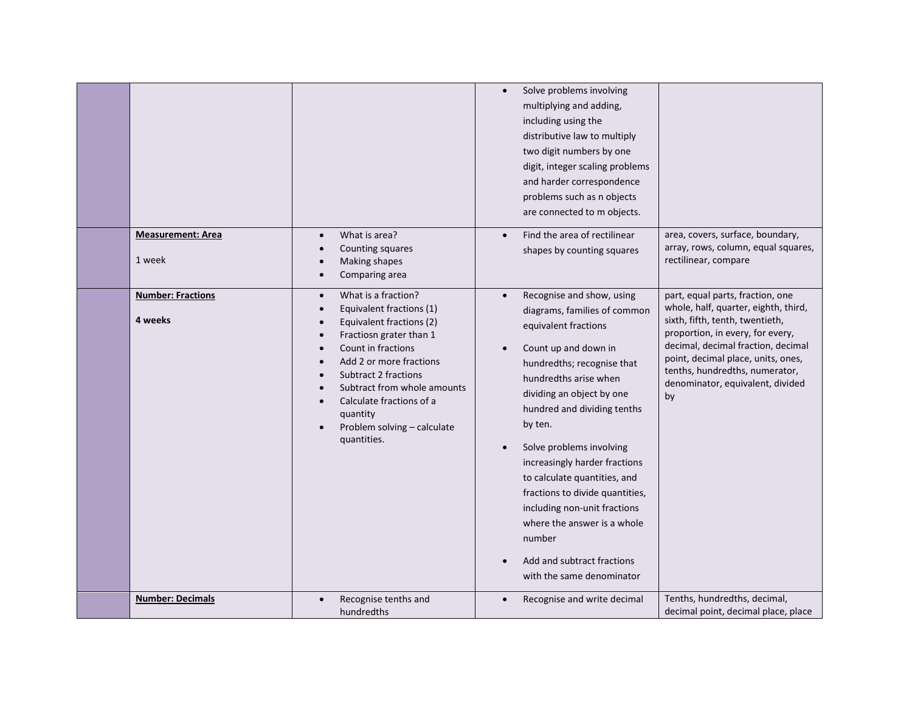| | | | | |
|---|---|---|---|---|
| | | | • Solve problems involving multiplying and adding, including using the distributive law to multiply two digit numbers by one digit, integer scaling problems and harder correspondence problems such as n objects are connected to m objects. | |
| | **Measurement: Area**<br><br>1 week | • What is area?<br>• Counting squares<br>• Making shapes<br>• Comparing area | • Find the area of rectilinear shapes by counting squares | area, covers, surface, boundary, array, rows, column, equal squares, rectilinear, compare |
| | **Number: Fractions**<br><br>**4 weeks** | • What is a fraction?<br>• Equivalent fractions (1)<br>• Equivalent fractions (2)<br>• Fractiosn grater than 1<br>• Count in fractions<br>• Add 2 or more fractions<br>• Subtract 2 fractions<br>• Subtract from whole amounts<br>• Calculate fractions of a quantity<br>• Problem solving – calculate quantities. | • Recognise and show, using diagrams, families of common equivalent fractions<br>• Count up and down in hundredths; recognise that hundredths arise when dividing an object by one hundred and dividing tenths by ten.<br>• Solve problems involving increasingly harder fractions to calculate quantities, and fractions to divide quantities, including non-unit fractions where the answer is a whole number<br>• Add and subtract fractions with the same denominator | part, equal parts, fraction, one whole, half, quarter, eighth, third, sixth, fifth, tenth, twentieth, proportion, in every, for every, decimal, decimal fraction, decimal point, decimal place, units, ones, tenths, hundredths, numerator, denominator, equivalent, divided by |
| | **Number: Decimals** | • Recognise tenths and hundredths | • Recognise and write decimal | Tenths, hundredths, decimal, decimal point, decimal place, place |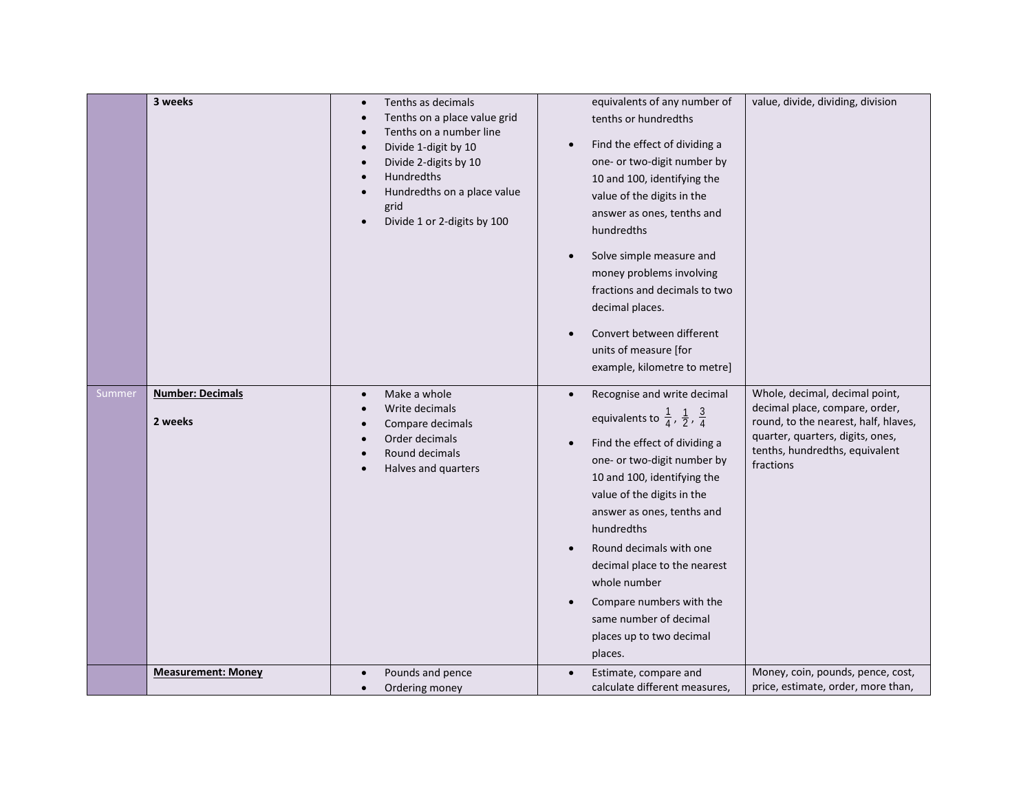| | | | | |
|---|---|---|---|---|
| | **3 weeks** | • Tenths as decimals<br>• Tenths on a place value grid<br>• Tenths on a number line<br>• Divide 1-digit by 10<br>• Divide 2-digits by 10<br>• Hundredths<br>• Hundredths on a place value grid<br>• Divide 1 or 2-digits by 100 | equivalents of any number of tenths or hundredths<br>• Find the effect of dividing a one- or two-digit number by 10 and 100, identifying the value of the digits in the answer as ones, tenths and hundredths<br>• Solve simple measure and money problems involving fractions and decimals to two decimal places.<br>• Convert between different units of measure [for example, kilometre to metre] | value, divide, dividing, division |
| Summer | **Number: Decimals**<br><br>**2 weeks** | • Make a whole<br>• Write decimals<br>• Compare decimals<br>• Order decimals<br>• Round decimals<br>• Halves and quarters | • Recognise and write decimal equivalents to $\frac{1}{4}$, $\frac{1}{2}$, $\frac{3}{4}$<br>• Find the effect of dividing a one- or two-digit number by 10 and 100, identifying the value of the digits in the answer as ones, tenths and hundredths<br>• Round decimals with one decimal place to the nearest whole number<br>• Compare numbers with the same number of decimal places up to two decimal places. | Whole, decimal, decimal point, decimal place, compare, order, round, to the nearest, half, hlaves, quarter, quarters, digits, ones, tenths, hundredths, equivalent fractions |
| | **Measurement: Money** | • Pounds and pence<br>• Ordering money | • Estimate, compare and calculate different measures, | Money, coin, pounds, pence, cost, price, estimate, order, more than, |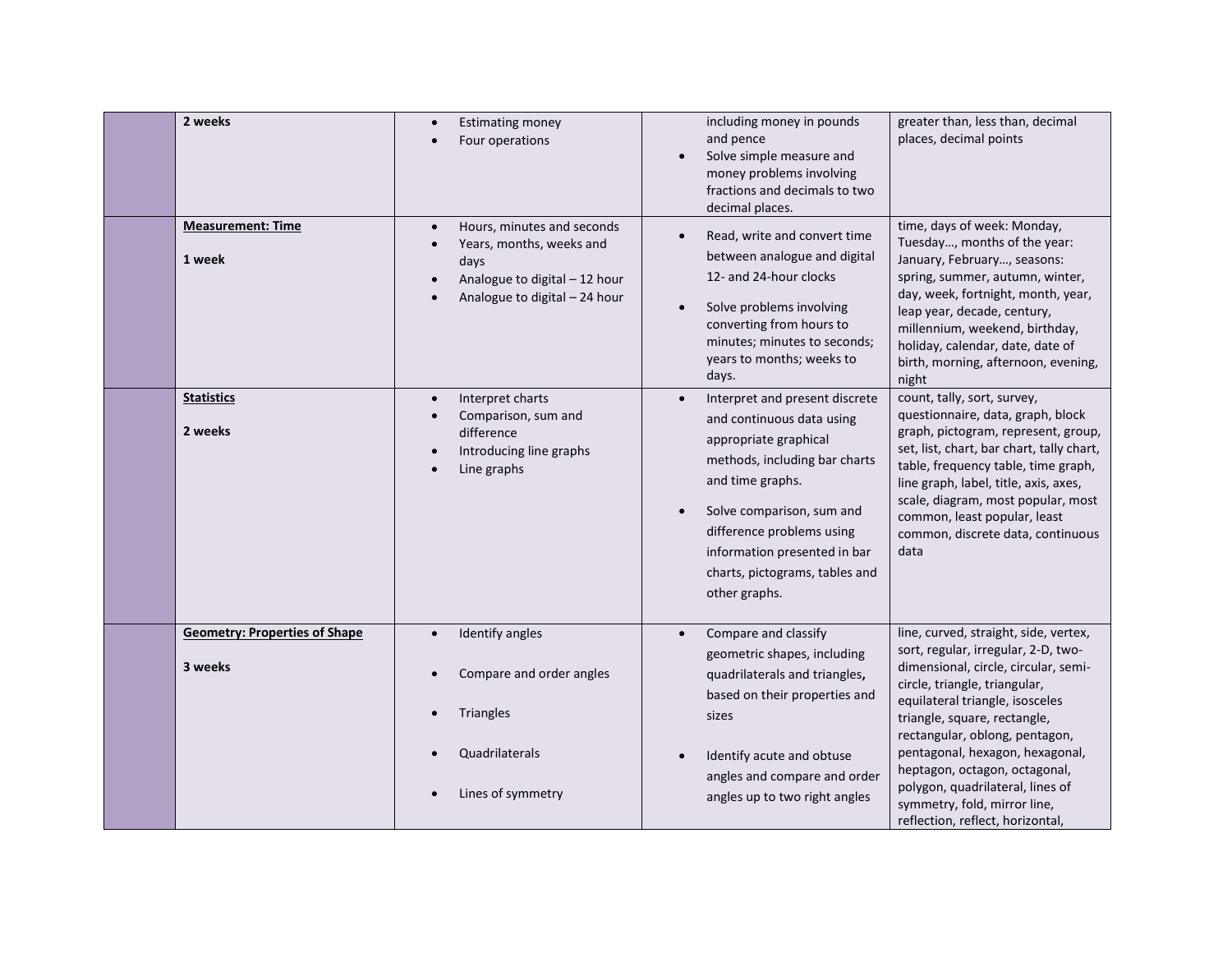| | | | | |
|---|---|---|---|---|
| | **2 weeks** | • Estimating money<br>• Four operations | including money in pounds and pence<br>• Solve simple measure and money problems involving fractions and decimals to two decimal places. | greater than, less than, decimal places, decimal points |
| | **Measurement: Time**<br><br>**1 week** | • Hours, minutes and seconds<br>• Years, months, weeks and days<br>• Analogue to digital – 12 hour<br>• Analogue to digital – 24 hour | • Read, write and convert time between analogue and digital 12- and 24-hour clocks<br>• Solve problems involving converting from hours to minutes; minutes to seconds; years to months; weeks to days. | time, days of week: Monday, Tuesday…, months of the year: January, February…, seasons: spring, summer, autumn, winter, day, week, fortnight, month, year, leap year, decade, century, millennium, weekend, birthday, holiday, calendar, date, date of birth, morning, afternoon, evening, night |
| | **Statistics**<br><br>**2 weeks** | • Interpret charts<br>• Comparison, sum and difference<br>• Introducing line graphs<br>• Line graphs | • Interpret and present discrete and continuous data using appropriate graphical methods, including bar charts and time graphs.<br>• Solve comparison, sum and difference problems using information presented in bar charts, pictograms, tables and other graphs. | count, tally, sort, survey, questionnaire, data, graph, block graph, pictogram, represent, group, set, list, chart, bar chart, tally chart, table, frequency table, time graph, line graph, label, title, axis, axes, scale, diagram, most popular, most common, least popular, least common, discrete data, continuous data |
| | **Geometry: Properties of Shape**<br><br>**3 weeks** | • Identify angles<br>• Compare and order angles<br>• Triangles<br>• Quadrilaterals<br>• Lines of symmetry | • Compare and classify geometric shapes, including quadrilaterals and triangles, based on their properties and sizes<br>• Identify acute and obtuse angles and compare and order angles up to two right angles | line, curved, straight, side, vertex, sort, regular, irregular, 2-D, two-dimensional, circle, circular, semi-circle, triangle, triangular, equilateral triangle, isosceles triangle, square, rectangle, rectangular, oblong, pentagon, pentagonal, hexagon, hexagonal, heptagon, octagon, octagonal, polygon, quadrilateral, lines of symmetry, fold, mirror line, reflection, reflect, horizontal, |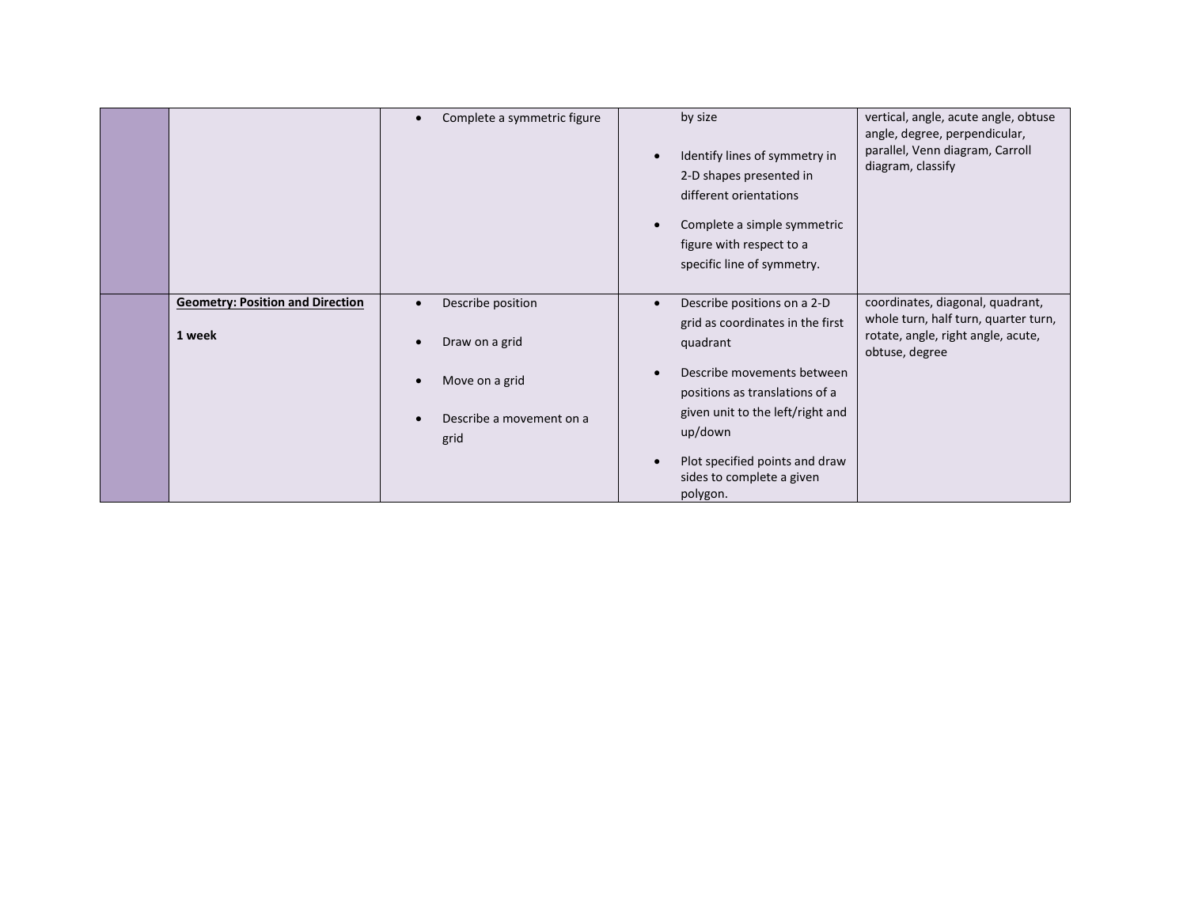| | | | | |
|---|---|---|---|---|
| | | • Complete a symmetric figure | by size<br><br>• Identify lines of symmetry in 2-D shapes presented in different orientations<br><br>• Complete a simple symmetric figure with respect to a specific line of symmetry. | vertical, angle, acute angle, obtuse angle, degree, perpendicular, parallel, Venn diagram, Carroll diagram, classify |
| | **<u>Geometry: Position and Direction</u>**<br><br>**1 week** | • Describe position<br><br>• Draw on a grid<br><br>• Move on a grid<br><br>• Describe a movement on a grid | • Describe positions on a 2-D grid as coordinates in the first quadrant<br><br>• Describe movements between positions as translations of a given unit to the left/right and up/down<br><br>• Plot specified points and draw sides to complete a given polygon. | coordinates, diagonal, quadrant, whole turn, half turn, quarter turn, rotate, angle, right angle, acute, obtuse, degree |